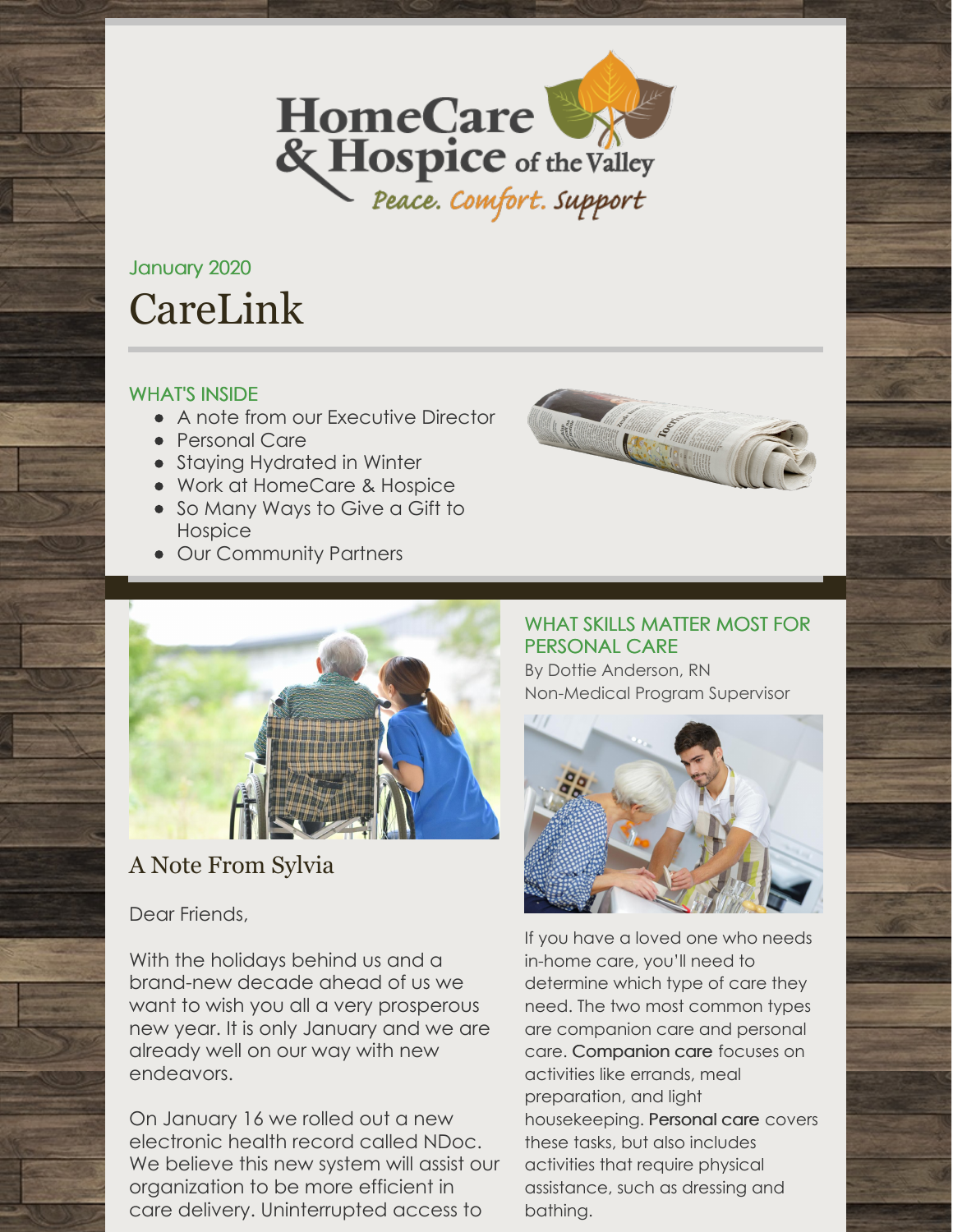HomeCare & Hospice of the Valley

Peace. Comfort. Support

January 2020

# CareLink

## WHAT'S INSIDE

- A note from our Executive Director
- Personal Care
- Staying Hydrated in Winter
- Work at HomeCare & Hospice
- So Many Ways to Give a Gift to Hospice
- Our Community Partners

## A Note From Sylvia

Dear Friends,

With the holidays behind us and a brand-new decade ahead of us we want to wish you all a very prosperous new year. It is only January and we are already well on our way with new endeavors.

On January 16 we rolled out a new electronic health record called NDoc. We believe this new system will assist our organization to be more efficient in care delivery. Uninterrupted access to

## WHAT SKILLS MATTER MOST FOR PERSONAL CARE

By Dottie Anderson, RN
Non-Medical Program Supervisor

If you have a loved one who needs in-home care, you'll need to determine which type of care they need. The two most common types are companion care and personal care. Companion care focuses on activities like errands, meal preparation, and light housekeeping. Personal care covers these tasks, but also includes activities that require physical assistance, such as dressing and bathing.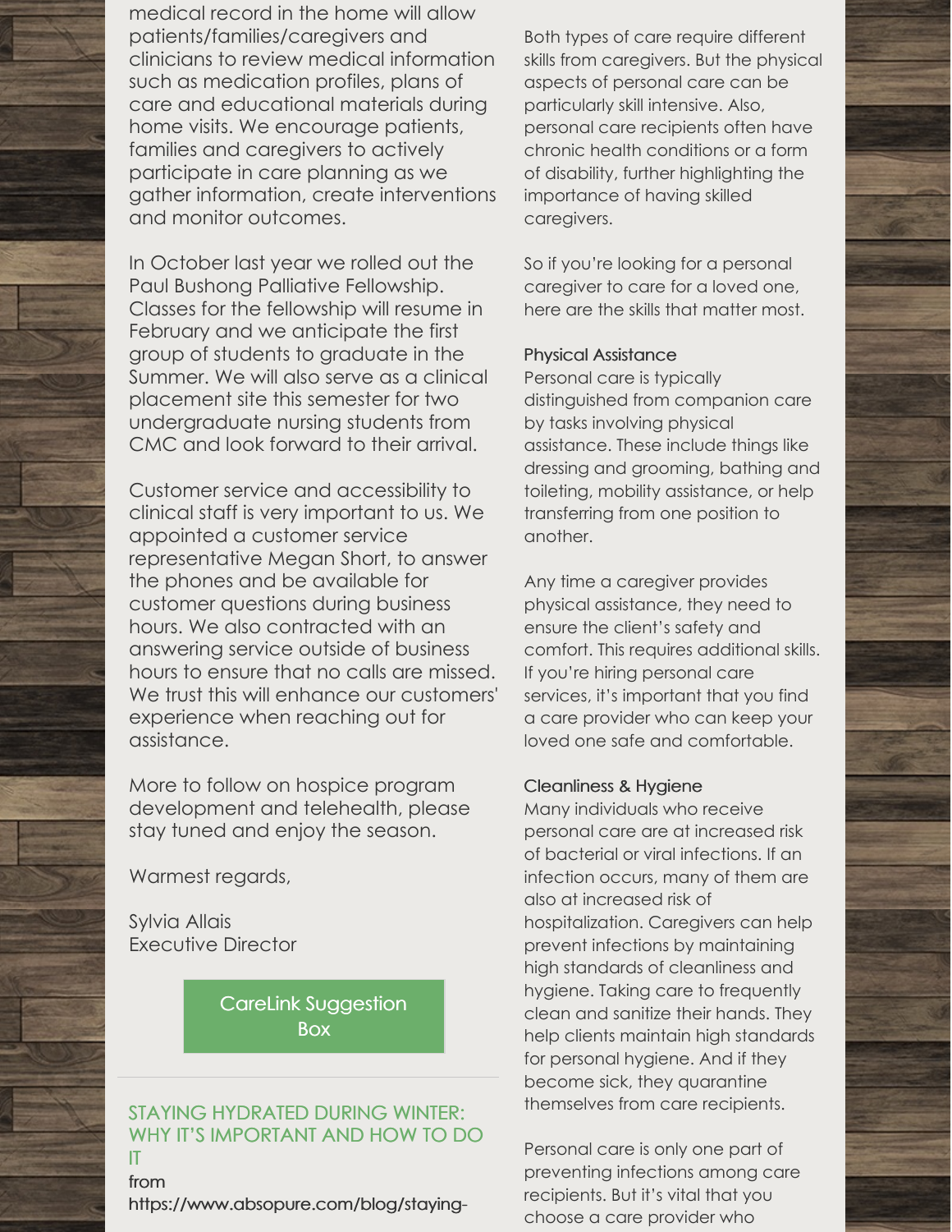medical record in the home will allow patients/families/caregivers and clinicians to review medical information such as medication profiles, plans of care and educational materials during home visits. We encourage patients, families and caregivers to actively participate in care planning as we gather information, create interventions and monitor outcomes.

In October last year we rolled out the Paul Bushong Palliative Fellowship. Classes for the fellowship will resume in February and we anticipate the first group of students to graduate in the Summer. We will also serve as a clinical placement site this semester for two undergraduate nursing students from CMC and look forward to their arrival.

Customer service and accessibility to clinical staff is very important to us. We appointed a customer service representative Megan Short, to answer the phones and be available for customer questions during business hours. We also contracted with an answering service outside of business hours to ensure that no calls are missed. We trust this will enhance our customers' experience when reaching out for assistance.

More to follow on hospice program development and telehealth, please stay tuned and enjoy the season.

Warmest regards,

Sylvia Allais
Executive Director

CareLink Suggestion Box

## STAYING HYDRATED DURING WINTER: WHY IT'S IMPORTANT AND HOW TO DO IT

from
https://www.absopure.com/blog/staying-

Both types of care require different skills from caregivers. But the physical aspects of personal care can be particularly skill intensive. Also, personal care recipients often have chronic health conditions or a form of disability, further highlighting the importance of having skilled caregivers.

So if you're looking for a personal caregiver to care for a loved one, here are the skills that matter most.

### Physical Assistance

Personal care is typically distinguished from companion care by tasks involving physical assistance. These include things like dressing and grooming, bathing and toileting, mobility assistance, or help transferring from one position to another.

Any time a caregiver provides physical assistance, they need to ensure the client's safety and comfort. This requires additional skills. If you're hiring personal care services, it's important that you find a care provider who can keep your loved one safe and comfortable.

### Cleanliness & Hygiene

Many individuals who receive personal care are at increased risk of bacterial or viral infections. If an infection occurs, many of them are also at increased risk of hospitalization. Caregivers can help prevent infections by maintaining high standards of cleanliness and hygiene. Taking care to frequently clean and sanitize their hands. They help clients maintain high standards for personal hygiene. And if they become sick, they quarantine themselves from care recipients.

Personal care is only one part of preventing infections among care recipients. But it's vital that you choose a care provider who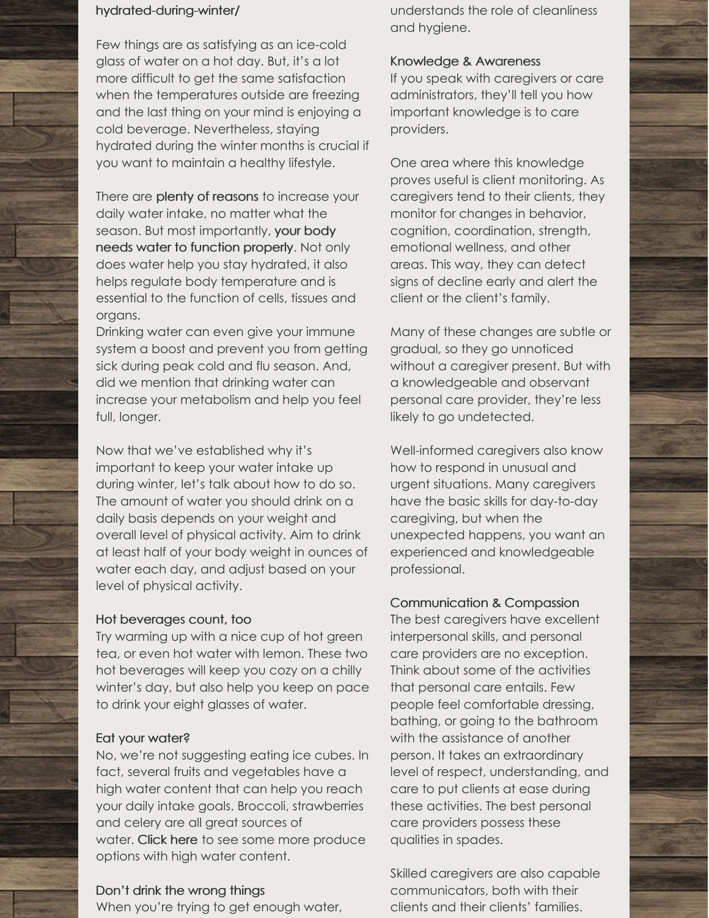hydrated-during-winter/

Few things are as satisfying as an ice-cold glass of water on a hot day. But, it's a lot more difficult to get the same satisfaction when the temperatures outside are freezing and the last thing on your mind is enjoying a cold beverage. Nevertheless, staying hydrated during the winter months is crucial if you want to maintain a healthy lifestyle.

There are plenty of reasons to increase your daily water intake, no matter what the season. But most importantly, your body needs water to function properly. Not only does water help you stay hydrated, it also helps regulate body temperature and is essential to the function of cells, tissues and organs.
Drinking water can even give your immune system a boost and prevent you from getting sick during peak cold and flu season. And, did we mention that drinking water can increase your metabolism and help you feel full, longer.

Now that we've established why it's important to keep your water intake up during winter, let's talk about how to do so. The amount of water you should drink on a daily basis depends on your weight and overall level of physical activity. Aim to drink at least half of your body weight in ounces of water each day, and adjust based on your level of physical activity.

### Hot beverages count, too

Try warming up with a nice cup of hot green tea, or even hot water with lemon. These two hot beverages will keep you cozy on a chilly winter's day, but also help you keep on pace to drink your eight glasses of water.

### Eat your water?

No, we're not suggesting eating ice cubes. In fact, several fruits and vegetables have a high water content that can help you reach your daily intake goals. Broccoli, strawberries and celery are all great sources of water. Click here to see some more produce options with high water content.

### Don't drink the wrong things

When you're trying to get enough water,

understands the role of cleanliness and hygiene.

### Knowledge & Awareness

If you speak with caregivers or care administrators, they'll tell you how important knowledge is to care providers.

One area where this knowledge proves useful is client monitoring. As caregivers tend to their clients, they monitor for changes in behavior, cognition, coordination, strength, emotional wellness, and other areas. This way, they can detect signs of decline early and alert the client or the client's family.

Many of these changes are subtle or gradual, so they go unnoticed without a caregiver present. But with a knowledgeable and observant personal care provider, they're less likely to go undetected.

Well-informed caregivers also know how to respond in unusual and urgent situations. Many caregivers have the basic skills for day-to-day caregiving, but when the unexpected happens, you want an experienced and knowledgeable professional.

### Communication & Compassion

The best caregivers have excellent interpersonal skills, and personal care providers are no exception. Think about some of the activities that personal care entails. Few people feel comfortable dressing, bathing, or going to the bathroom with the assistance of another person. It takes an extraordinary level of respect, understanding, and care to put clients at ease during these activities. The best personal care providers possess these qualities in spades.

Skilled caregivers are also capable communicators, both with their clients and their clients' families.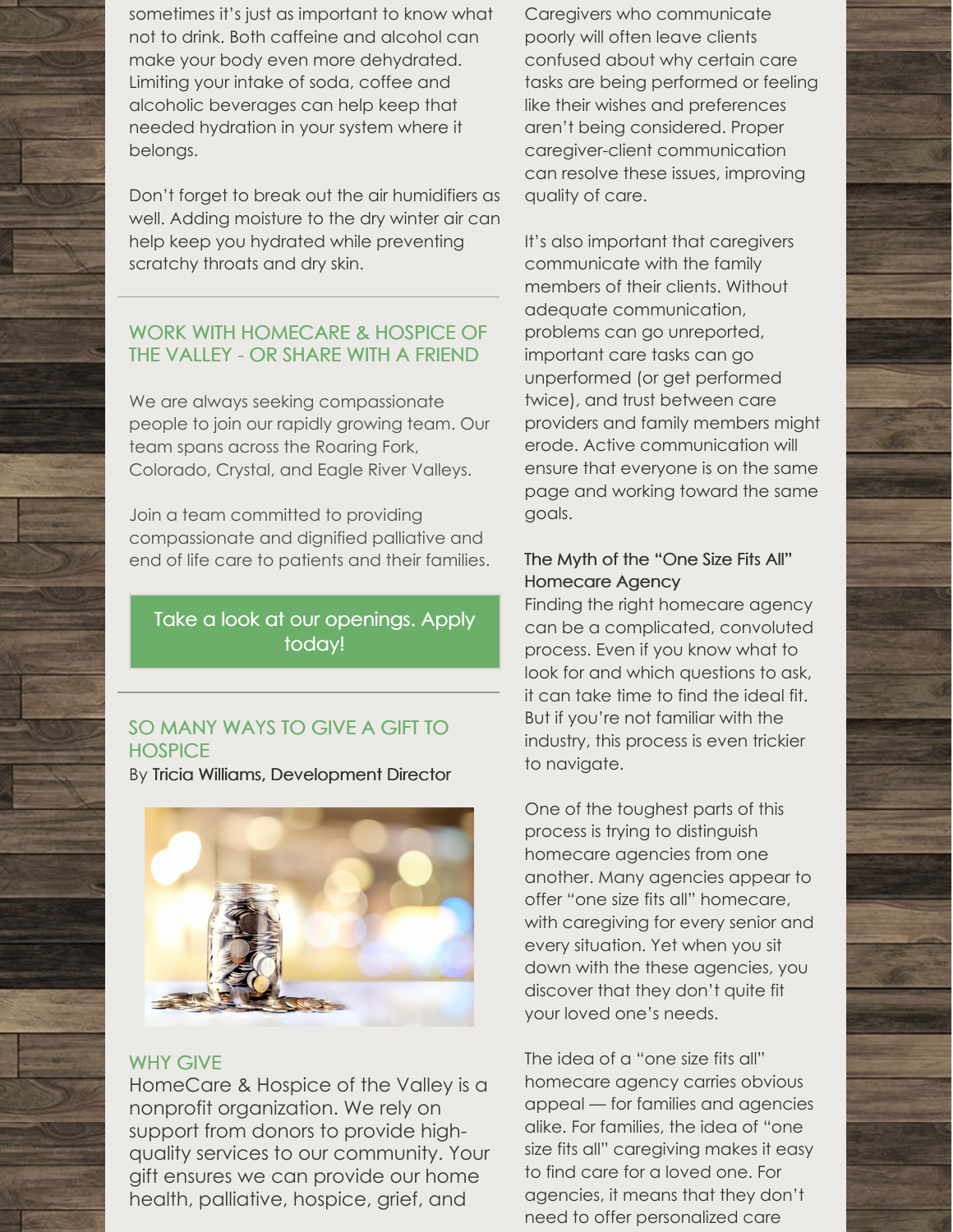sometimes it's just as important to know what not to drink. Both caffeine and alcohol can make your body even more dehydrated. Limiting your intake of soda, coffee and alcoholic beverages can help keep that needed hydration in your system where it belongs.

Don't forget to break out the air humidifiers as well. Adding moisture to the dry winter air can help keep you hydrated while preventing scratchy throats and dry skin.

## WORK WITH HOMECARE & HOSPICE OF THE VALLEY - OR SHARE WITH A FRIEND

We are always seeking compassionate people to join our rapidly growing team. Our team spans across the Roaring Fork, Colorado, Crystal, and Eagle River Valleys.

Join a team committed to providing compassionate and dignified palliative and end of life care to patients and their families.

Take a look at our openings. Apply today!

## SO MANY WAYS TO GIVE A GIFT TO HOSPICE

By Tricia Williams, Development Director

### WHY GIVE

HomeCare & Hospice of the Valley is a nonprofit organization. We rely on support from donors to provide high-quality services to our community. Your gift ensures we can provide our home health, palliative, hospice, grief, and

Caregivers who communicate poorly will often leave clients confused about why certain care tasks are being performed or feeling like their wishes and preferences aren't being considered. Proper caregiver-client communication can resolve these issues, improving quality of care.

It's also important that caregivers communicate with the family members of their clients. Without adequate communication, problems can go unreported, important care tasks can go unperformed (or get performed twice), and trust between care providers and family members might erode. Active communication will ensure that everyone is on the same page and working toward the same goals.

### The Myth of the "One Size Fits All" Homecare Agency

Finding the right homecare agency can be a complicated, convoluted process. Even if you know what to look for and which questions to ask, it can take time to find the ideal fit. But if you're not familiar with the industry, this process is even trickier to navigate.

One of the toughest parts of this process is trying to distinguish homecare agencies from one another. Many agencies appear to offer "one size fits all" homecare, with caregiving for every senior and every situation. Yet when you sit down with the these agencies, you discover that they don't quite fit your loved one's needs.

The idea of a "one size fits all" homecare agency carries obvious appeal — for families and agencies alike. For families, the idea of "one size fits all" caregiving makes it easy to find care for a loved one. For agencies, it means that they don't need to offer personalized care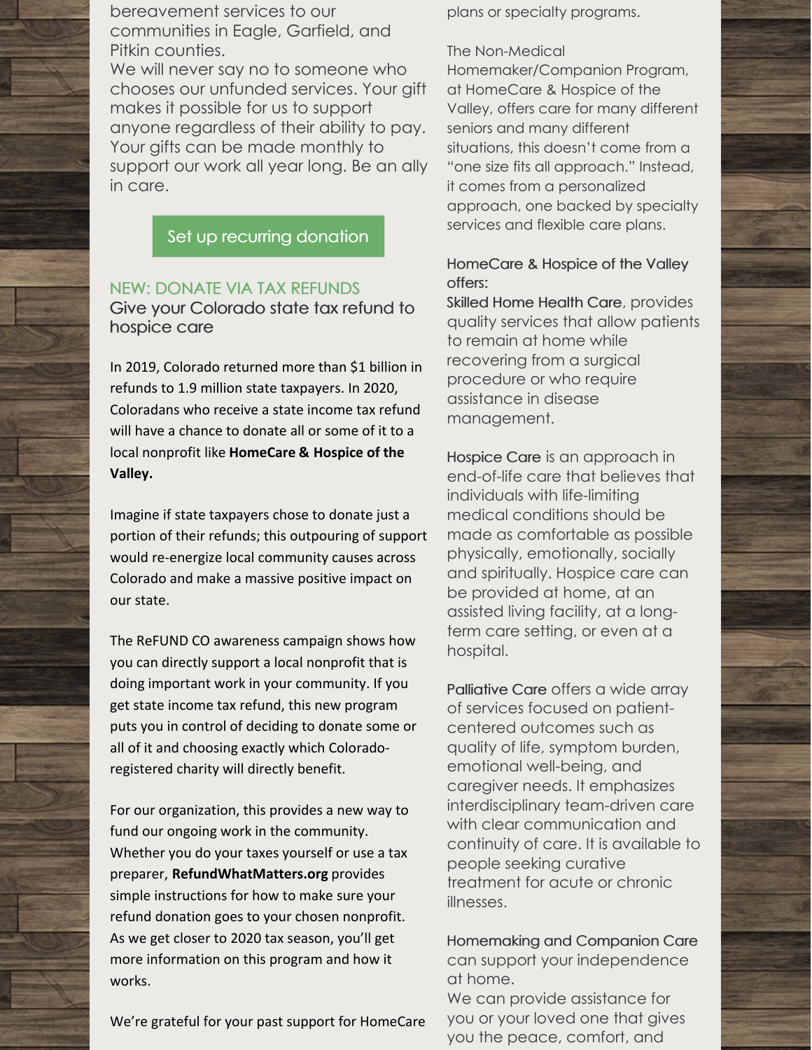bereavement services to our communities in Eagle, Garfield, and Pitkin counties.

We will never say no to someone who chooses our unfunded services. Your gift makes it possible for us to support anyone regardless of their ability to pay. Your gifts can be made monthly to support our work all year long. Be an ally in care.

Set up recurring donation

## NEW: DONATE VIA TAX REFUNDS

### Give your Colorado state tax refund to hospice care

In 2019, Colorado returned more than $1 billion in refunds to 1.9 million state taxpayers. In 2020, Coloradans who receive a state income tax refund will have a chance to donate all or some of it to a local nonprofit like **HomeCare & Hospice of the Valley.**

Imagine if state taxpayers chose to donate just a portion of their refunds; this outpouring of support would re-energize local community causes across Colorado and make a massive positive impact on our state.

The ReFUND CO awareness campaign shows how you can directly support a local nonprofit that is doing important work in your community. If you get state income tax refund, this new program puts you in control of deciding to donate some or all of it and choosing exactly which Colorado-registered charity will directly benefit.

For our organization, this provides a new way to fund our ongoing work in the community. Whether you do your taxes yourself or use a tax preparer, **RefundWhatMatters.org** provides simple instructions for how to make sure your refund donation goes to your chosen nonprofit. As we get closer to 2020 tax season, you'll get more information on this program and how it works.

We're grateful for your past support for HomeCare

plans or specialty programs.

The Non-Medical Homemaker/Companion Program, at HomeCare & Hospice of the Valley, offers care for many different seniors and many different situations, this doesn't come from a "one size fits all approach." Instead, it comes from a personalized approach, one backed by specialty services and flexible care plans.

### HomeCare & Hospice of the Valley offers:

Skilled Home Health Care, provides quality services that allow patients to remain at home while recovering from a surgical procedure or who require assistance in disease management.

Hospice Care is an approach in end-of-life care that believes that individuals with life-limiting medical conditions should be made as comfortable as possible physically, emotionally, socially and spiritually. Hospice care can be provided at home, at an assisted living facility, at a long-term care setting, or even at a hospital.

Palliative Care offers a wide array of services focused on patient-centered outcomes such as quality of life, symptom burden, emotional well-being, and caregiver needs. It emphasizes interdisciplinary team-driven care with clear communication and continuity of care. It is available to people seeking curative treatment for acute or chronic illnesses.

Homemaking and Companion Care can support your independence at home.

We can provide assistance for you or your loved one that gives you the peace, comfort, and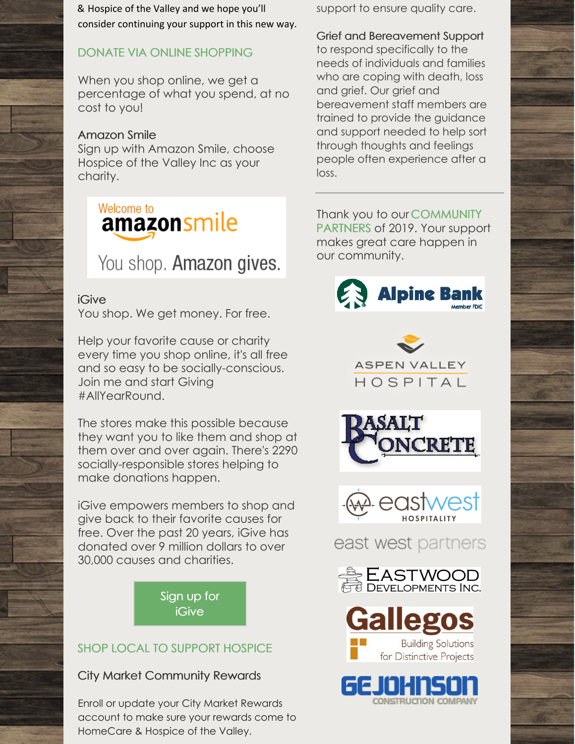& Hospice of the Valley and we hope you'll consider continuing your support in this new way.

## DONATE VIA ONLINE SHOPPING

When you shop online, we get a percentage of what you spend, at no cost to you!

### Amazon Smile

Sign up with Amazon Smile, choose Hospice of the Valley Inc as your charity.

Welcome to amazonsmile

You shop. Amazon gives.

### iGive

You shop. We get money. For free.

Help your favorite cause or charity every time you shop online, it's all free and so easy to be socially-conscious. Join me and start Giving #AllYearRound.

The stores make this possible because they want you to like them and shop at them over and over again. There's 2290 socially-responsible stores helping to make donations happen.

iGive empowers members to shop and give back to their favorite causes for free. Over the past 20 years, iGive has donated over 9 million dollars to over 30,000 causes and charities.

Sign up for iGive

## SHOP LOCAL TO SUPPORT HOSPICE

### City Market Community Rewards

Enroll or update your City Market Rewards account to make sure your rewards come to HomeCare & Hospice of the Valley.

support to ensure quality care.

**Grief and Bereavement Support** to respond specifically to the needs of individuals and families who are coping with death, loss and grief. Our grief and bereavement staff members are trained to provide the guidance and support needed to help sort through thoughts and feelings people often experience after a loss.

---

Thank you to our COMMUNITY PARTNERS of 2019. Your support makes great care happen in our community.

Alpine Bank Member FDIC

Aspen Valley Hospital

Basalt Concrete

eastwest Hospitality

east west partners

Eastwood Developments Inc.

Gallegos Building Solutions for Distinctive Projects

GE Johnson Construction Company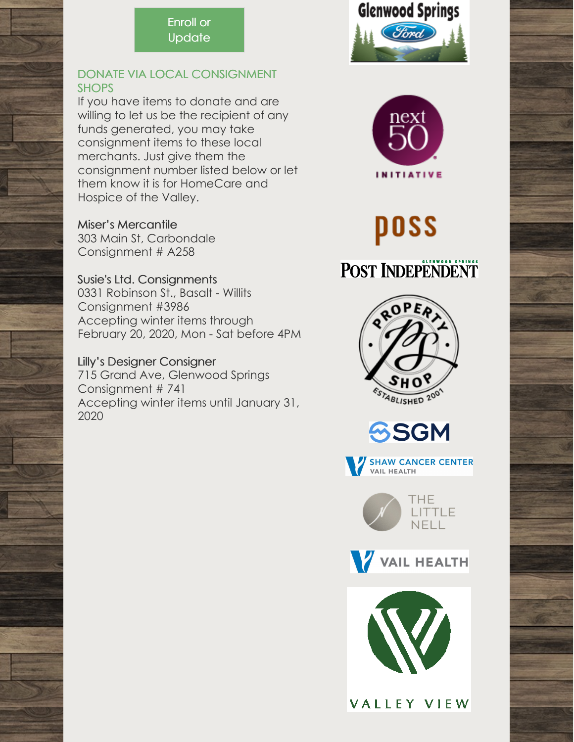Enroll or Update

## DONATE VIA LOCAL CONSIGNMENT SHOPS

If you have items to donate and are willing to let us be the recipient of any funds generated, you may take consignment items to these local merchants. Just give them the consignment number listed below or let them know it is for HomeCare and Hospice of the Valley.

Miser's Mercantile
303 Main St, Carbondale
Consignment # A258

Susie's Ltd. Consignments
0331 Robinson St., Basalt - Willits
Consignment #3986
Accepting winter items through February 20, 2020, Mon - Sat before 4PM

Lilly's Designer Consigner
715 Grand Ave, Glenwood Springs
Consignment # 741
Accepting winter items until January 31, 2020

Glenwood Springs Ford

next 50 INITIATIVE

poss

Glenwood Springs POST INDEPENDENT

PROPERTY SHOP ESTABLISHED 2001

SGM

SHAW CANCER CENTER VAIL HEALTH

THE LITTLE NELL

VAIL HEALTH

VALLEY VIEW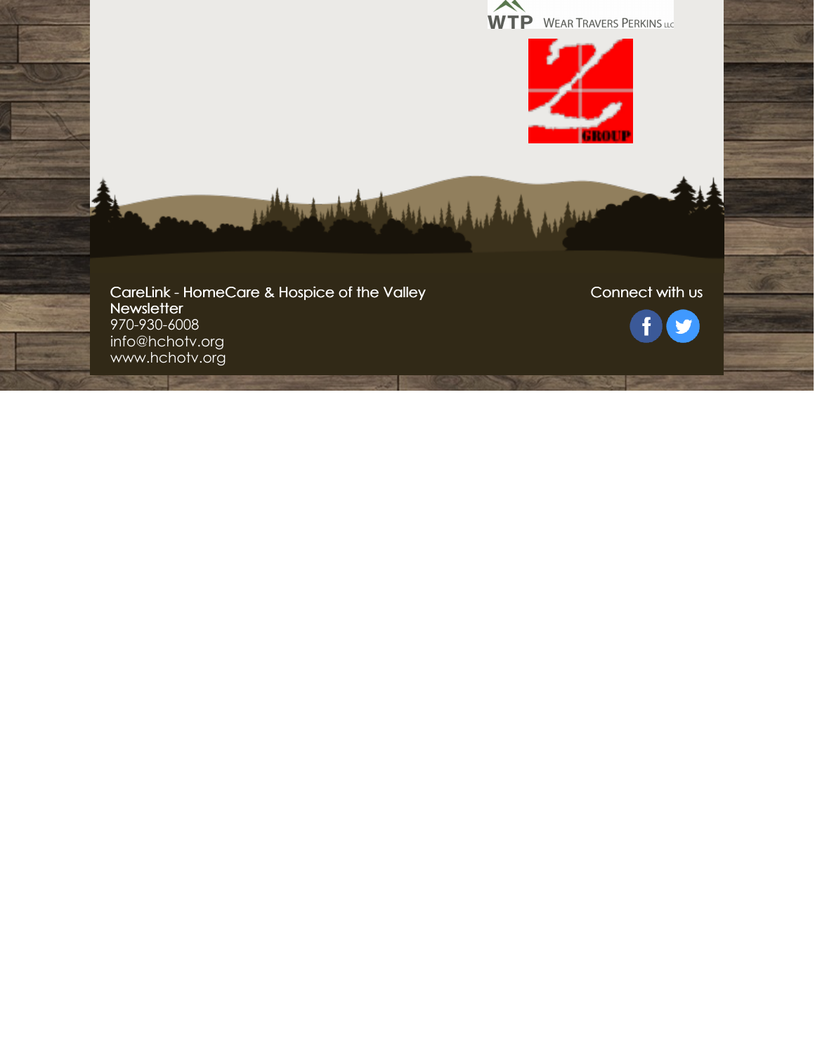WTP Wear Travers Perkins LLC

GROUP

**CareLink - HomeCare & Hospice of the Valley Newsletter**
970-930-6008
info@hchotv.org
www.hchotv.org

**Connect with us**